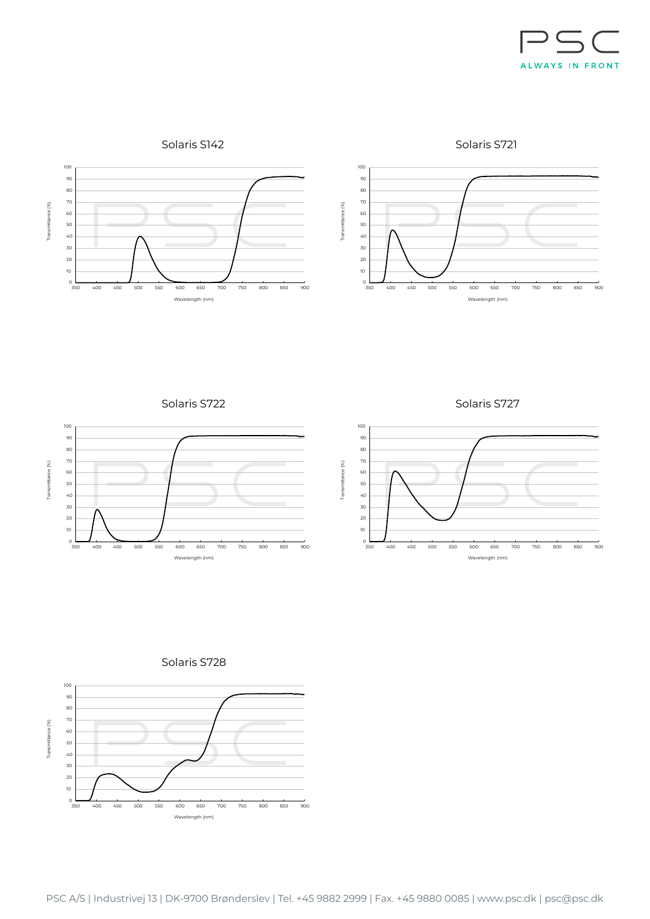## Solaris S142

Transmittance (%)

Wavelength (nm)

## Solaris S721

Transmittance (%)

Wavelength (nm)

## Solaris S722

Transmittance (%)

Wavelength (nm)

## Solaris S727

Transmittance (%)

Wavelength (nm)

## Solaris S728

Transmittance (%)

Wavelength (nm)

PSC A/S | Industrivej 13 | DK-9700 Brønderslev | Tel. +45 9882 2999 | Fax. +45 9880 0085 | www.psc.dk | psc@psc.dk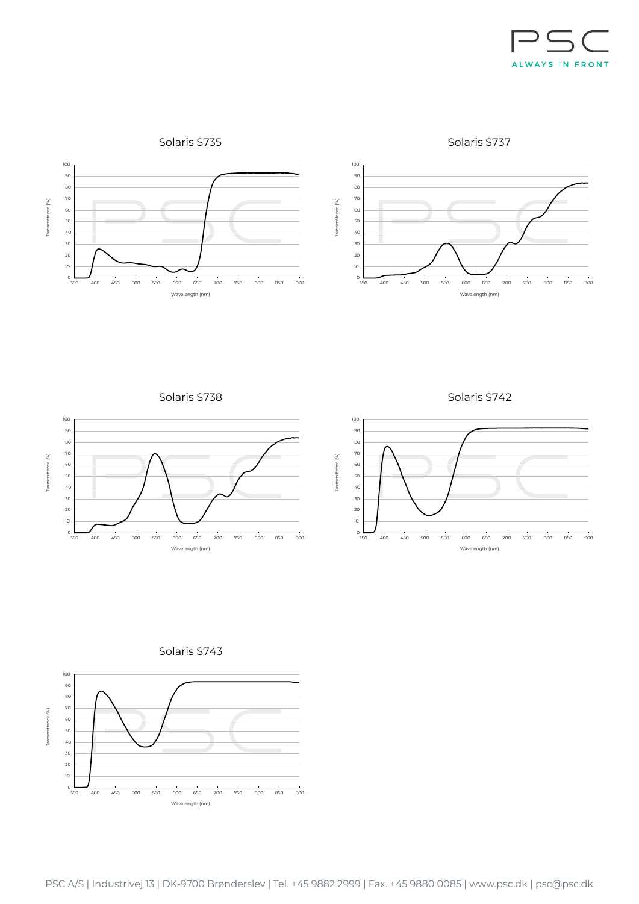## Solaris S735

Transmittance (%)

Wavelength (nm)

## Solaris S737

Transmittance (%)

Wavelength (nm)

## Solaris S738

Transmittance (%)

Wavelength (nm)

## Solaris S742

Transmittance (%)

Wavelength (nm)

## Solaris S743

Transmittance (%)

Wavelength (nm)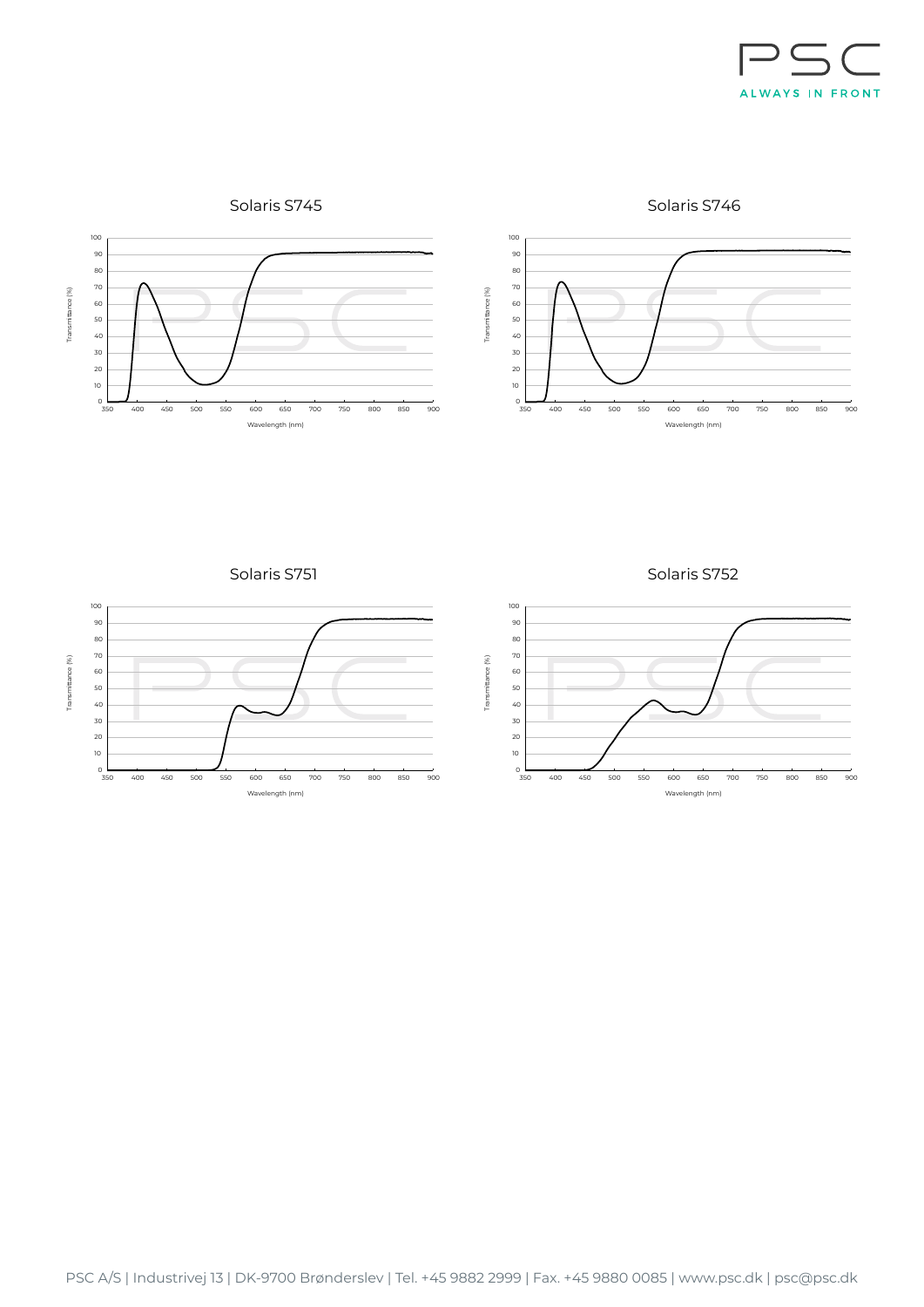## Solaris S745

100
90
80
70
60
50
40
30
20
10
0

Transmittance (%)

350 400 450 500 550 600 650 700 750 800 850 900

Wavelength (nm)

## Solaris S746

100
90
80
70
60
50
40
30
20
10
0

Transmittance (%)

350 400 450 500 550 600 650 700 750 800 850 900

Wavelength (nm)

## Solaris S751

100
90
80
70
60
50
40
30
20
10
0

Transmittance (%)

350 400 450 500 550 600 650 700 750 800 850 900

Wavelength (nm)

## Solaris S752

100
90
80
70
60
50
40
30
20
10
0

Transmittance (%)

350 400 450 500 550 600 650 700 750 800 850 900

Wavelength (nm)